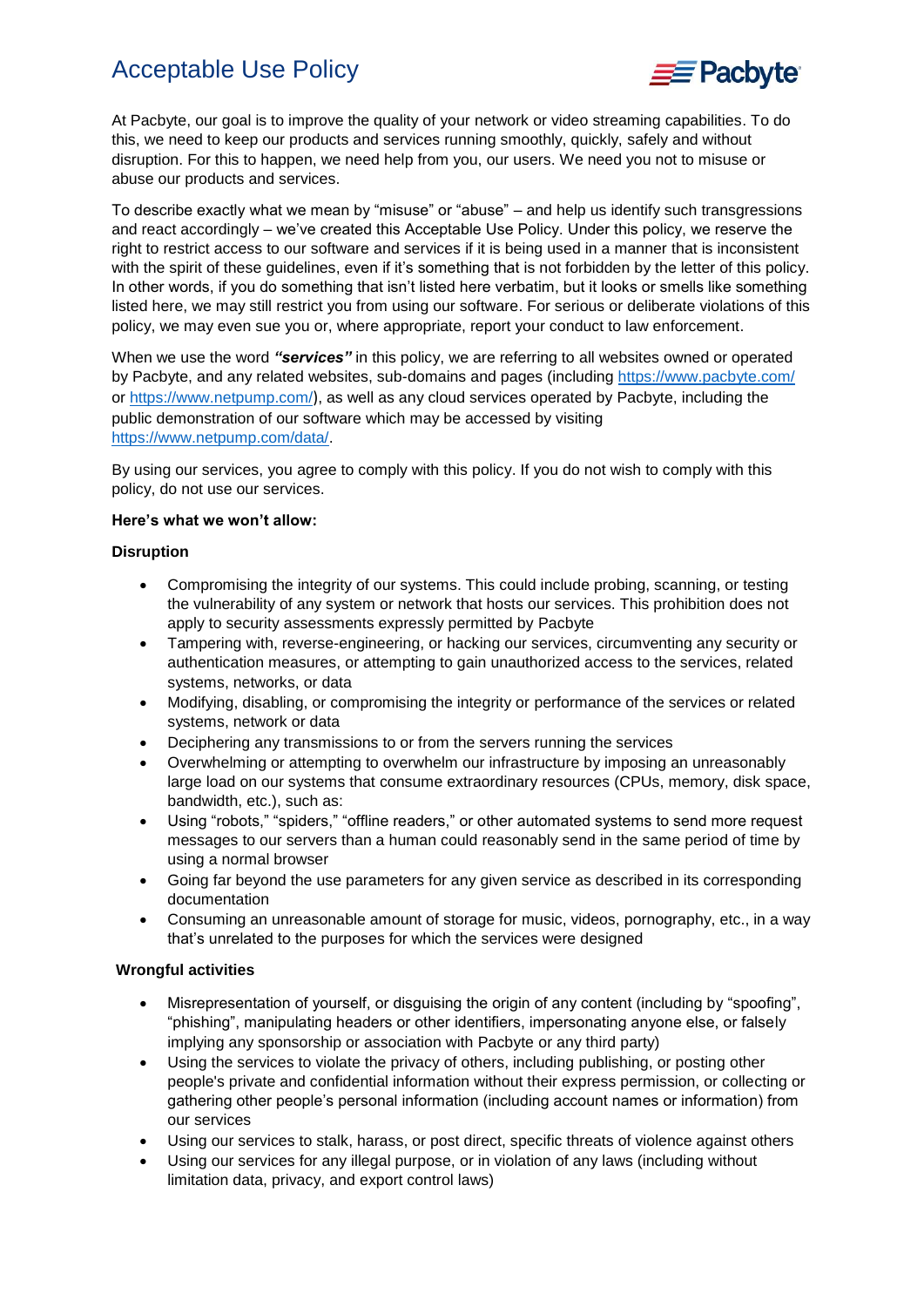# Acceptable Use Policy

At Pacbyte, our goal is to improve the quality of your network or video streaming capabilities. To do this, we need to keep our products and services running smoothly, quickly, safely and without disruption. For this to happen, we need help from you, our users. We need you not to misuse or abuse our products and services.

To describe exactly what we mean by "misuse" or "abuse" – and help us identify such transgressions and react accordingly – we've created this Acceptable Use Policy. Under this policy, we reserve the right to restrict access to our software and services if it is being used in a manner that is inconsistent with the spirit of these guidelines, even if it's something that is not forbidden by the letter of this policy. In other words, if you do something that isn't listed here verbatim, but it looks or smells like something listed here, we may still restrict you from using our software. For serious or deliberate violations of this policy, we may even sue you or, where appropriate, report your conduct to law enforcement.

When we use the word ***"services"*** in this policy, we are referring to all websites owned or operated by Pacbyte, and any related websites, sub-domains and pages (including https://www.pacbyte.com/ or https://www.netpump.com/), as well as any cloud services operated by Pacbyte, including the public demonstration of our software which may be accessed by visiting https://www.netpump.com/data/.

By using our services, you agree to comply with this policy. If you do not wish to comply with this policy, do not use our services.

**Here's what we won't allow:**

**Disruption**

- Compromising the integrity of our systems. This could include probing, scanning, or testing the vulnerability of any system or network that hosts our services. This prohibition does not apply to security assessments expressly permitted by Pacbyte
- Tampering with, reverse-engineering, or hacking our services, circumventing any security or authentication measures, or attempting to gain unauthorized access to the services, related systems, networks, or data
- Modifying, disabling, or compromising the integrity or performance of the services or related systems, network or data
- Deciphering any transmissions to or from the servers running the services
- Overwhelming or attempting to overwhelm our infrastructure by imposing an unreasonably large load on our systems that consume extraordinary resources (CPUs, memory, disk space, bandwidth, etc.), such as:
- Using "robots," "spiders," "offline readers," or other automated systems to send more request messages to our servers than a human could reasonably send in the same period of time by using a normal browser
- Going far beyond the use parameters for any given service as described in its corresponding documentation
- Consuming an unreasonable amount of storage for music, videos, pornography, etc., in a way that's unrelated to the purposes for which the services were designed

**Wrongful activities**

- Misrepresentation of yourself, or disguising the origin of any content (including by "spoofing", "phishing", manipulating headers or other identifiers, impersonating anyone else, or falsely implying any sponsorship or association with Pacbyte or any third party)
- Using the services to violate the privacy of others, including publishing, or posting other people's private and confidential information without their express permission, or collecting or gathering other people's personal information (including account names or information) from our services
- Using our services to stalk, harass, or post direct, specific threats of violence against others
- Using our services for any illegal purpose, or in violation of any laws (including without limitation data, privacy, and export control laws)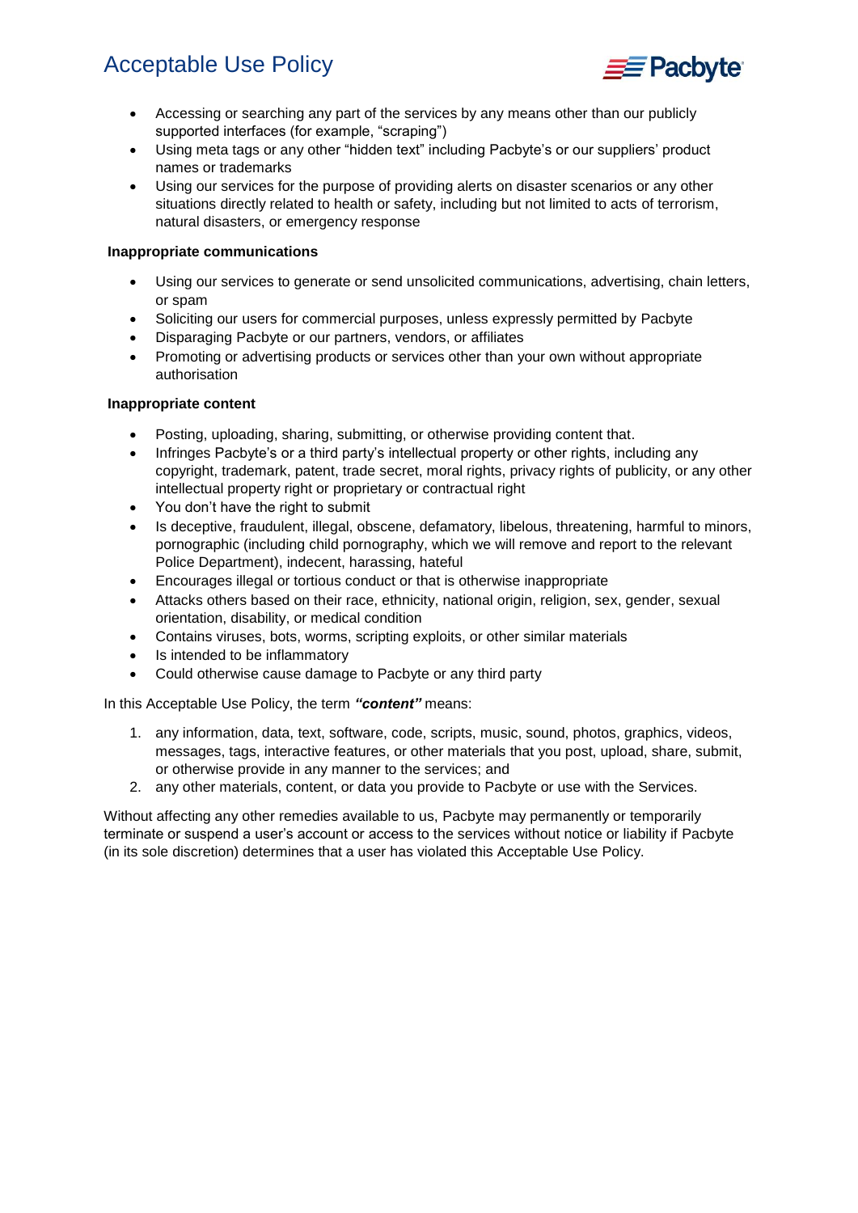- Accessing or searching any part of the services by any means other than our publicly supported interfaces (for example, “scraping”)
- Using meta tags or any other “hidden text” including Pacbyte’s or our suppliers’ product names or trademarks
- Using our services for the purpose of providing alerts on disaster scenarios or any other situations directly related to health or safety, including but not limited to acts of terrorism, natural disasters, or emergency response

**Inappropriate communications**

- Using our services to generate or send unsolicited communications, advertising, chain letters, or spam
- Soliciting our users for commercial purposes, unless expressly permitted by Pacbyte
- Disparaging Pacbyte or our partners, vendors, or affiliates
- Promoting or advertising products or services other than your own without appropriate authorisation

**Inappropriate content**

- Posting, uploading, sharing, submitting, or otherwise providing content that.
- Infringes Pacbyte’s or a third party’s intellectual property or other rights, including any copyright, trademark, patent, trade secret, moral rights, privacy rights of publicity, or any other intellectual property right or proprietary or contractual right
- You don’t have the right to submit
- Is deceptive, fraudulent, illegal, obscene, defamatory, libelous, threatening, harmful to minors, pornographic (including child pornography, which we will remove and report to the relevant Police Department), indecent, harassing, hateful
- Encourages illegal or tortious conduct or that is otherwise inappropriate
- Attacks others based on their race, ethnicity, national origin, religion, sex, gender, sexual orientation, disability, or medical condition
- Contains viruses, bots, worms, scripting exploits, or other similar materials
- Is intended to be inflammatory
- Could otherwise cause damage to Pacbyte or any third party

In this Acceptable Use Policy, the term ***“content”*** means:

1. any information, data, text, software, code, scripts, music, sound, photos, graphics, videos, messages, tags, interactive features, or other materials that you post, upload, share, submit, or otherwise provide in any manner to the services; and
2. any other materials, content, or data you provide to Pacbyte or use with the Services.

Without affecting any other remedies available to us, Pacbyte may permanently or temporarily terminate or suspend a user’s account or access to the services without notice or liability if Pacbyte (in its sole discretion) determines that a user has violated this Acceptable Use Policy.